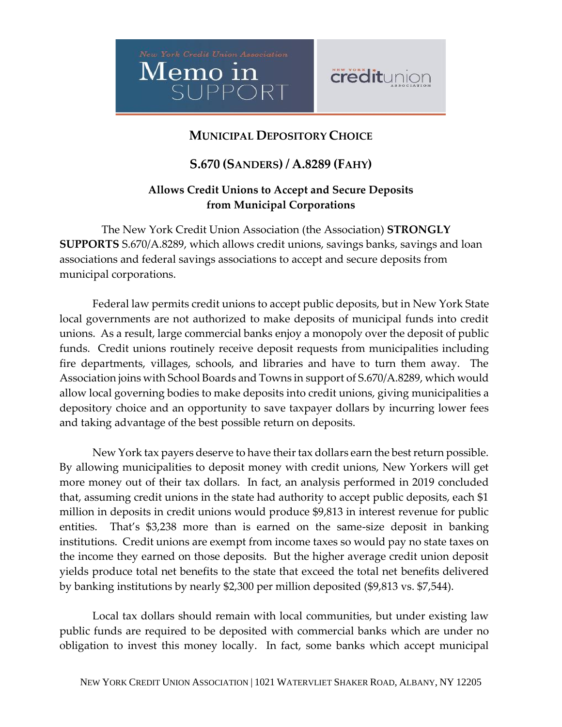New York Credit Union Association

# Memo in SUPPORT

NEW YORK credit union ASSOCIATION

## MUNICIPAL DEPOSITORY CHOICE

## S.670 (SANDERS) / A.8289 (FAHY)

### Allows Credit Unions to Accept and Secure Deposits from Municipal Corporations

The New York Credit Union Association (the Association) **STRONGLY SUPPORTS** S.670/A.8289, which allows credit unions, savings banks, savings and loan associations and federal savings associations to accept and secure deposits from municipal corporations.

Federal law permits credit unions to accept public deposits, but in New York State local governments are not authorized to make deposits of municipal funds into credit unions. As a result, large commercial banks enjoy a monopoly over the deposit of public funds. Credit unions routinely receive deposit requests from municipalities including fire departments, villages, schools, and libraries and have to turn them away. The Association joins with School Boards and Towns in support of S.670/A.8289, which would allow local governing bodies to make deposits into credit unions, giving municipalities a depository choice and an opportunity to save taxpayer dollars by incurring lower fees and taking advantage of the best possible return on deposits.

New York tax payers deserve to have their tax dollars earn the best return possible. By allowing municipalities to deposit money with credit unions, New Yorkers will get more money out of their tax dollars. In fact, an analysis performed in 2019 concluded that, assuming credit unions in the state had authority to accept public deposits, each $1 million in deposits in credit unions would produce $9,813 in interest revenue for public entities. That's $3,238 more than is earned on the same-size deposit in banking institutions. Credit unions are exempt from income taxes so would pay no state taxes on the income they earned on those deposits. But the higher average credit union deposit yields produce total net benefits to the state that exceed the total net benefits delivered by banking institutions by nearly $2,300 per million deposited ($9,813 vs. $7,544).

Local tax dollars should remain with local communities, but under existing law public funds are required to be deposited with commercial banks which are under no obligation to invest this money locally. In fact, some banks which accept municipal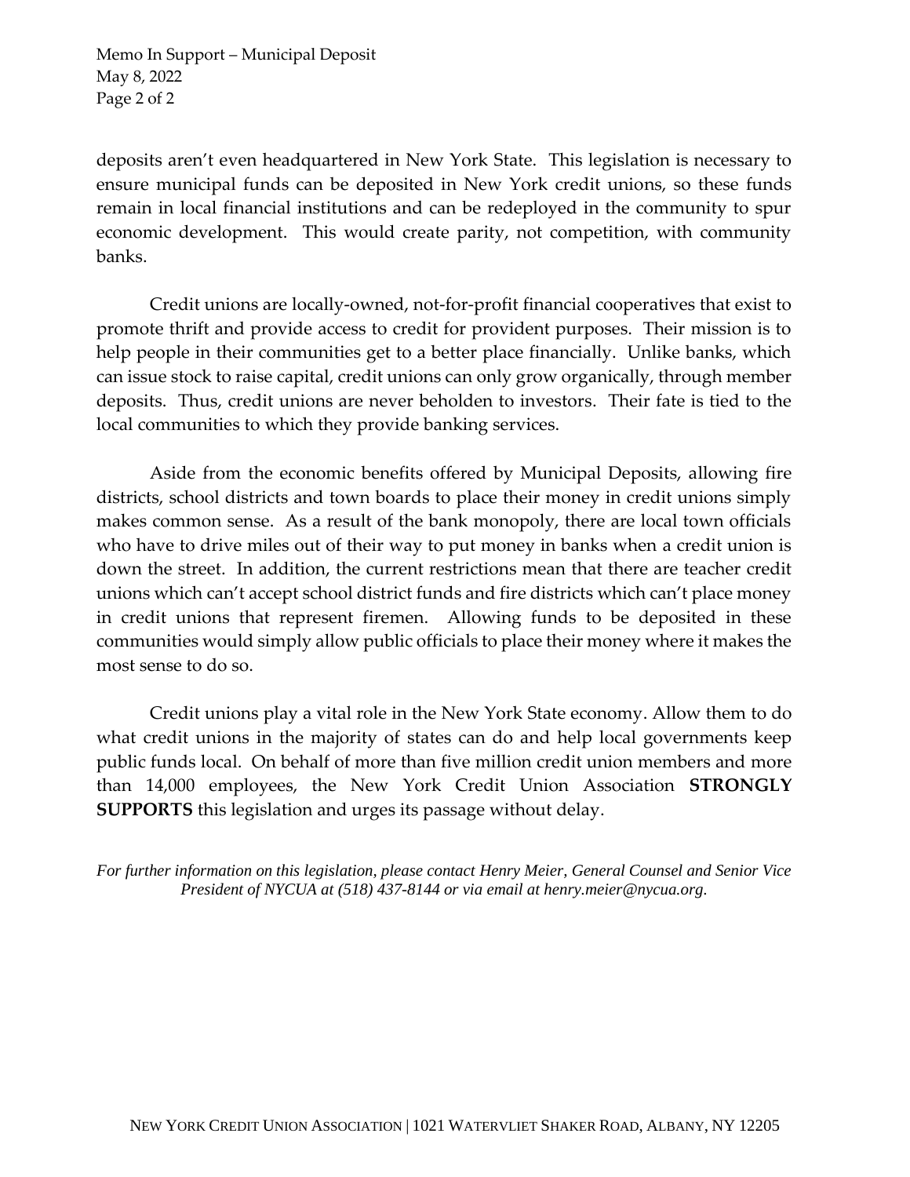deposits aren't even headquartered in New York State. This legislation is necessary to ensure municipal funds can be deposited in New York credit unions, so these funds remain in local financial institutions and can be redeployed in the community to spur economic development. This would create parity, not competition, with community banks.

Credit unions are locally-owned, not-for-profit financial cooperatives that exist to promote thrift and provide access to credit for provident purposes. Their mission is to help people in their communities get to a better place financially. Unlike banks, which can issue stock to raise capital, credit unions can only grow organically, through member deposits. Thus, credit unions are never beholden to investors. Their fate is tied to the local communities to which they provide banking services.

Aside from the economic benefits offered by Municipal Deposits, allowing fire districts, school districts and town boards to place their money in credit unions simply makes common sense. As a result of the bank monopoly, there are local town officials who have to drive miles out of their way to put money in banks when a credit union is down the street. In addition, the current restrictions mean that there are teacher credit unions which can't accept school district funds and fire districts which can't place money in credit unions that represent firemen. Allowing funds to be deposited in these communities would simply allow public officials to place their money where it makes the most sense to do so.

Credit unions play a vital role in the New York State economy. Allow them to do what credit unions in the majority of states can do and help local governments keep public funds local. On behalf of more than five million credit union members and more than 14,000 employees, the New York Credit Union Association **STRONGLY SUPPORTS** this legislation and urges its passage without delay.

*For further information on this legislation, please contact Henry Meier, General Counsel and Senior Vice President of NYCUA at (518) 437-8144 or via email at henry.meier@nycua.org.*